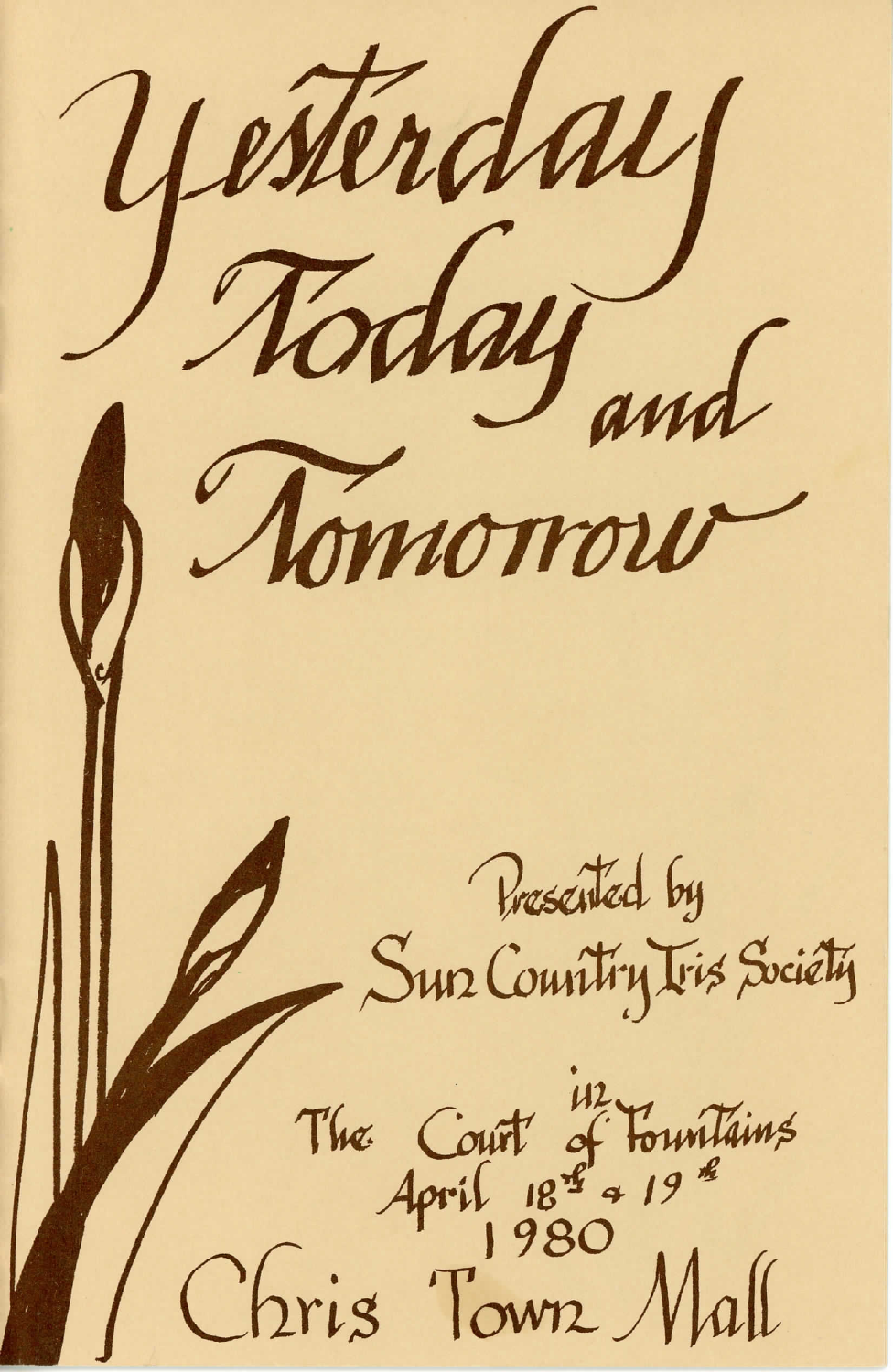# Yesterday Today and Tomorrow

Presented by
Sun Country Iris Society

in
The Court of Fountains
April 18th & 19th
1980
Chris Town Mall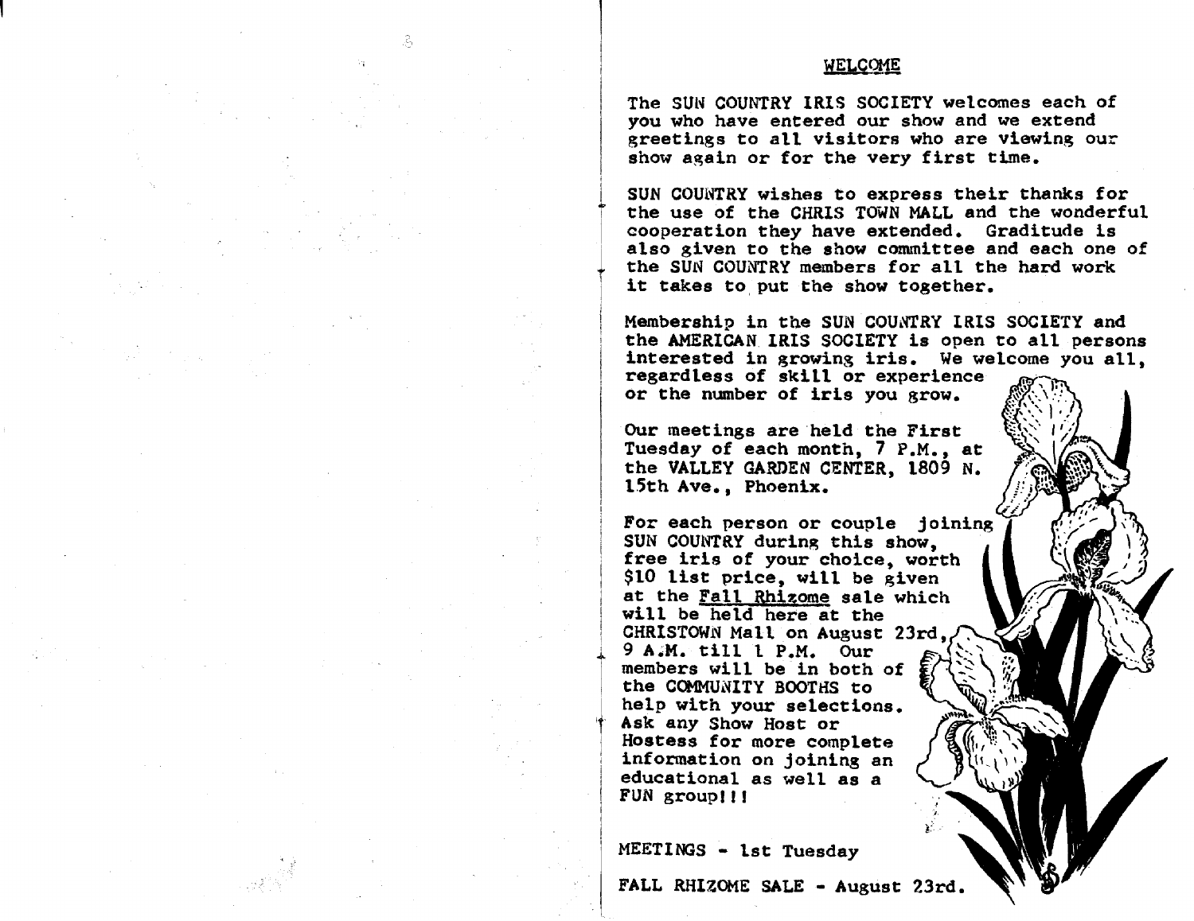## WELCOME

The SUN COUNTRY IRIS SOCIETY welcomes each of you who have entered our show and we extend greetings to all visitors who are viewing our show again or for the very first time.

SUN COUNTRY wishes to express their thanks for the use of the CHRIS TOWN MALL and the wonderful cooperation they have extended. Graditude is also given to the show committee and each one of the SUN COUNTRY members for all the hard work it takes to put the show together.

Membership in the SUN COUNTRY IRIS SOCIETY and the AMERICAN IRIS SOCIETY is open to all persons interested in growing iris. We welcome you all, regardless of skill or experience or the number of iris you grow.

Our meetings are held the First Tuesday of each month, 7 P.M., at the VALLEY GARDEN CENTER, 1809 N. 15th Ave., Phoenix.

For each person or couple joining SUN COUNTRY during this show, free iris of your choice, worth $10 list price, will be given at the <u>Fall Rhizome</u> sale which will be held here at the CHRISTOWN Mall on August 23rd, 9 A.M. till 1 P.M. Our members will be in both of the COMMUNITY BOOTHS to help with your selections. Ask any Show Host or Hostess for more complete information on joining an educational as well as a FUN group!!!

MEETINGS - 1st Tuesday

FALL RHIZOME SALE - August 23rd.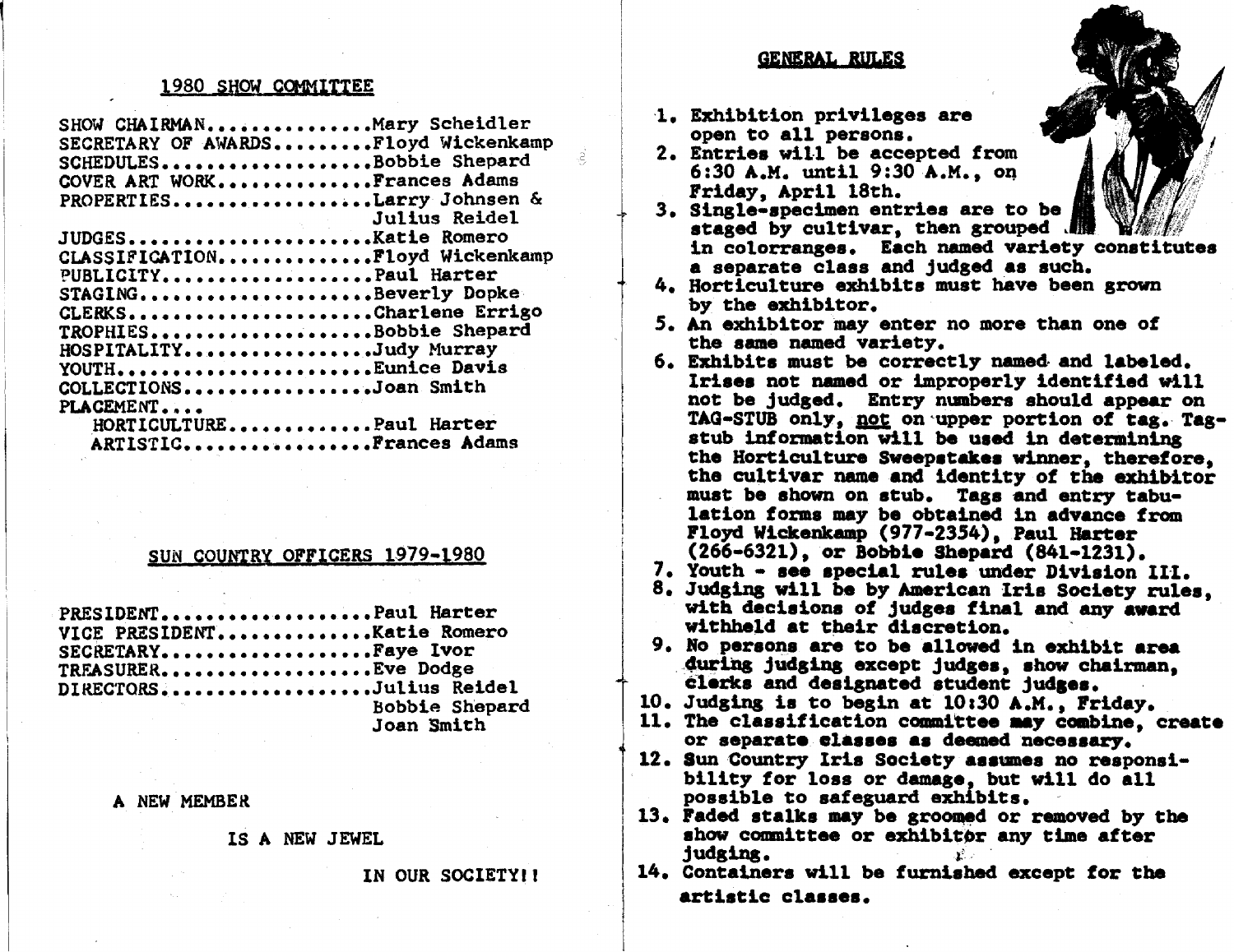## 1980 SHOW COMMITTEE

SHOW CHAIRMAN..............Mary Scheidler
SECRETARY OF AWARDS.........Floyd Wickenkamp
SCHEDULES...................Bobbie Shepard
COVER ART WORK..............Frances Adams
PROPERTIES..................Larry Johnsen & Julius Reidel
JUDGES......................Katie Romero
CLASSIFICATION..............Floyd Wickenkamp
PUBLICITY...................Paul Harter
STAGING.....................Beverly Dopke
CLERKS......................Charlene Errigo
TROPHIES....................Bobbie Shepard
HOSPITALITY.................Judy Murray
YOUTH.......................Eunice Davis
COLLECTIONS.................Joan Smith
PLACEMENT....
HORTICULTURE............Paul Harter
ARTISTIC................Frances Adams

## SUN COUNTRY OFFICERS 1979-1980

PRESIDENT...................Paul Harter
VICE PRESIDENT..............Katie Romero
SECRETARY...................Faye Ivor
TREASURER...................Eve Dodge
DIRECTORS...................Julius Reidel
Bobbie Shepard
Joan Smith

A NEW MEMBER

IS A NEW JEWEL

IN OUR SOCIETY!!

## GENERAL RULES

1. **Exhibition privileges are open to all persons.**
2. **Entries will be accepted from 6:30 A.M. until 9:30 A.M., on Friday, April 18th.**
3. **Single-specimen entries are to be staged by cultivar, then grouped in colorranges. Each named variety constitutes a separate class and judged as such.**
4. **Horticulture exhibits must have been grown by the exhibitor.**
5. **An exhibitor may enter no more than one of the same named variety.**
6. **Exhibits must be correctly named and labeled. Irises not named or improperly identified will not be judged. Entry numbers should appear on TAG-STUB only, not on upper portion of tag. Tag-stub information will be used in determining the Horticulture Sweepstakes winner, therefore, the cultivar name and identity of the exhibitor must be shown on stub. Tags and entry tabulation forms may be obtained in advance from Floyd Wickenkamp (977-2354), Paul Harter (266-6321), or Bobbie Shepard (841-1231).**
7. **Youth - see special rules under Division III.**
8. **Judging will be by American Iris Society rules, with decisions of judges final and any award withheld at their discretion.**
9. **No persons are to be allowed in exhibit area during judging except judges, show chairman, clerks and designated student judges.**
10. **Judging is to begin at 10:30 A.M., Friday.**
11. **The classification committee may combine, create or separate classes as deemed necessary.**
12. **Sun Country Iris Society assumes no responsibility for loss or damage, but will do all possible to safeguard exhibits.**
13. **Faded stalks may be groomed or removed by the show committee or exhibitor any time after judging.**
14. **Containers will be furnished except for the artistic classes.**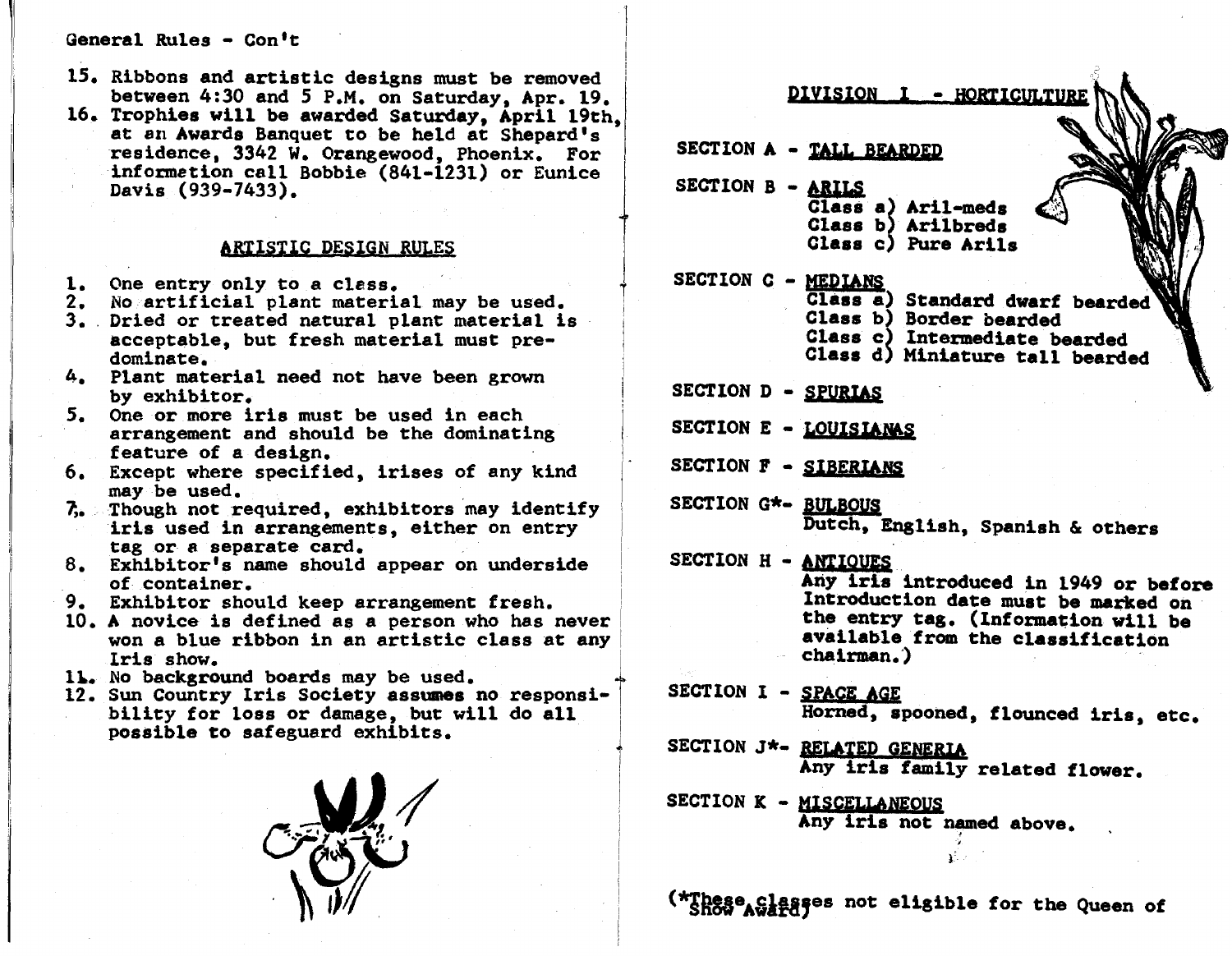General Rules - Con't

15. Ribbons and artistic designs must be removed between 4:30 and 5 P.M. on Saturday, Apr. 19.
16. Trophies will be awarded Saturday, April 19th, at an Awards Banquet to be held at Shepard's residence, 3342 W. Orangewood, Phoenix. For information call Bobbie (841-1231) or Eunice Davis (939-7433).

## ARTISTIC DESIGN RULES

1. One entry only to a class.
2. No artificial plant material may be used.
3. Dried or treated natural plant material is acceptable, but fresh material must predominate.
4. Plant material need not have been grown by exhibitor.
5. One or more iris must be used in each arrangement and should be the dominating feature of a design.
6. Except where specified, irises of any kind may be used.
7. Though not required, exhibitors may identify iris used in arrangements, either on entry tag or a separate card.
8. Exhibitor's name should appear on underside of container.
9. Exhibitor should keep arrangement fresh.
10. A novice is defined as a person who has never won a blue ribbon in an artistic class at any Iris show.
11. No background boards may be used.
12. Sun Country Iris Society assumes no responsibility for loss or damage, but will do all possible to safeguard exhibits.

## DIVISION I - HORTICULTURE

SECTION A - TALL BEARDED

SECTION B - ARILS
- Class a) Aril-meds
- Class b) Arilbreds
- Class c) Pure Arils

SECTION C - MEDIANS
- Class a) Standard dwarf bearded
- Class b) Border bearded
- Class c) Intermediate bearded
- Class d) Miniature tall bearded

SECTION D - SPURIAS

SECTION E - LOUISIANAS

SECTION F - SIBERIANS

SECTION G*- BULBOUS
Dutch, English, Spanish & others

SECTION H - ANTIQUES
Any iris introduced in 1949 or before
Introduction date must be marked on the entry tag. (Information will be available from the classification chairman.)

SECTION I - SPACE AGE
Horned, spooned, flounced iris, etc.

SECTION J*- RELATED GENERIA
Any iris family related flower.

SECTION K - MISCELLANEOUS
Any iris not named above.

(*These classes not eligible for the Queen of Show Award)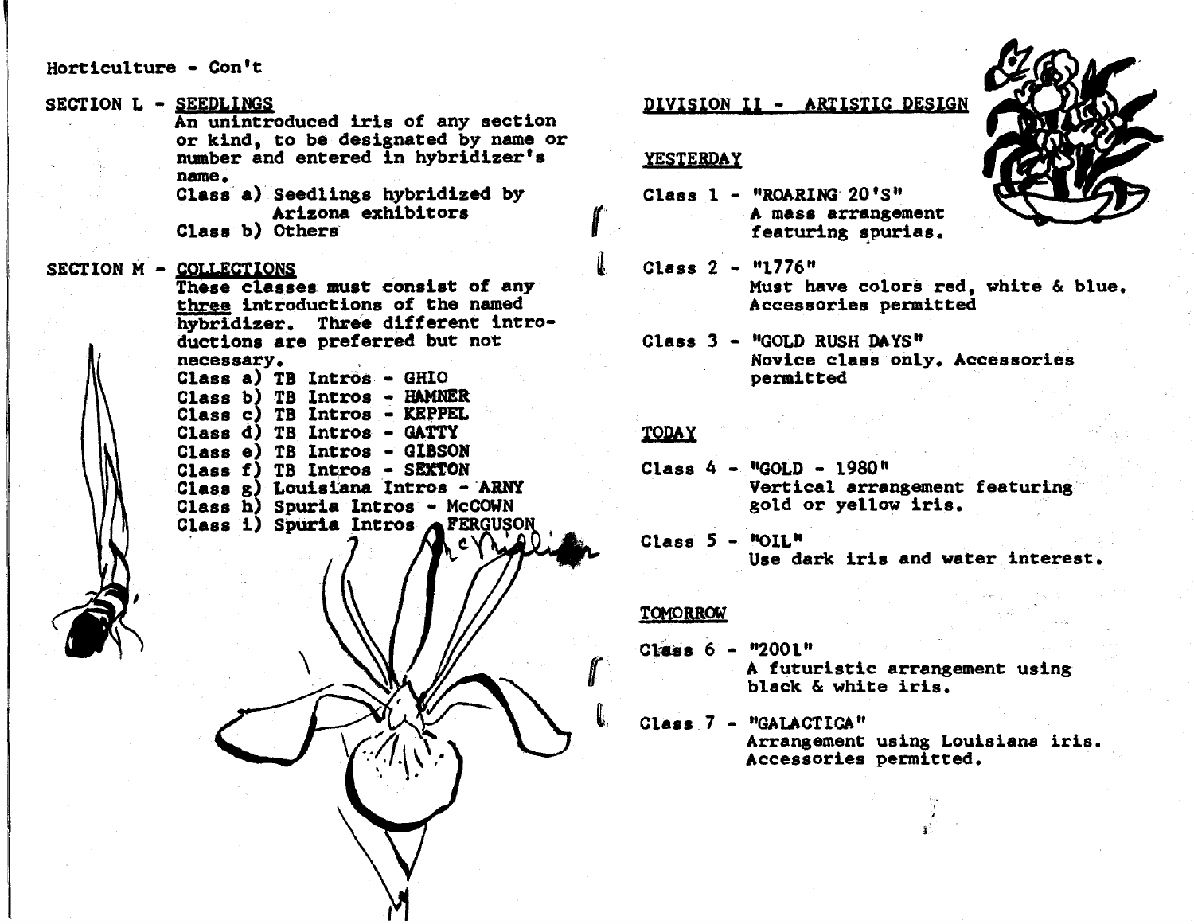Horticulture - Con't

## SECTION L - SEEDLINGS

An unintroduced iris of any section or kind, to be designated by name or number and entered in hybridizer's name.

Class a) Seedlings hybridized by Arizona exhibitors
Class b) Others

## SECTION M - COLLECTIONS

These classes must consist of any <u>three</u> introductions of the named hybridizer. Three different introductions are preferred but not necessary.

Class a) TB Intros - GHIO
Class b) TB Intros - HAMNER
Class c) TB Intros - KEPPEL
Class d) TB Intros - GATTY
Class e) TB Intros - GIBSON
Class f) TB Intros - SEXTON
Class g) Louisiana Intros - ARNY
Class h) Spuria Intros - McCOWN
Class i) Spuria Intros - FERGUSON

McMillin

## DIVISION II - ARTISTIC DESIGN

### YESTERDAY

Class 1 - "ROARING 20'S"
A mass arrangement featuring spurias.

Class 2 - "1776"
Must have colors red, white & blue. Accessories permitted

Class 3 - "GOLD RUSH DAYS"
Novice class only. Accessories permitted

### TODAY

Class 4 - "GOLD - 1980"
Vertical arrangement featuring gold or yellow iris.

Class 5 - "OIL"
Use dark iris and water interest.

### TOMORROW

Class 6 - "2001"
A futuristic arrangement using black & white iris.

Class 7 - "GALACTICA"
Arrangement using Louisiana iris. Accessories permitted.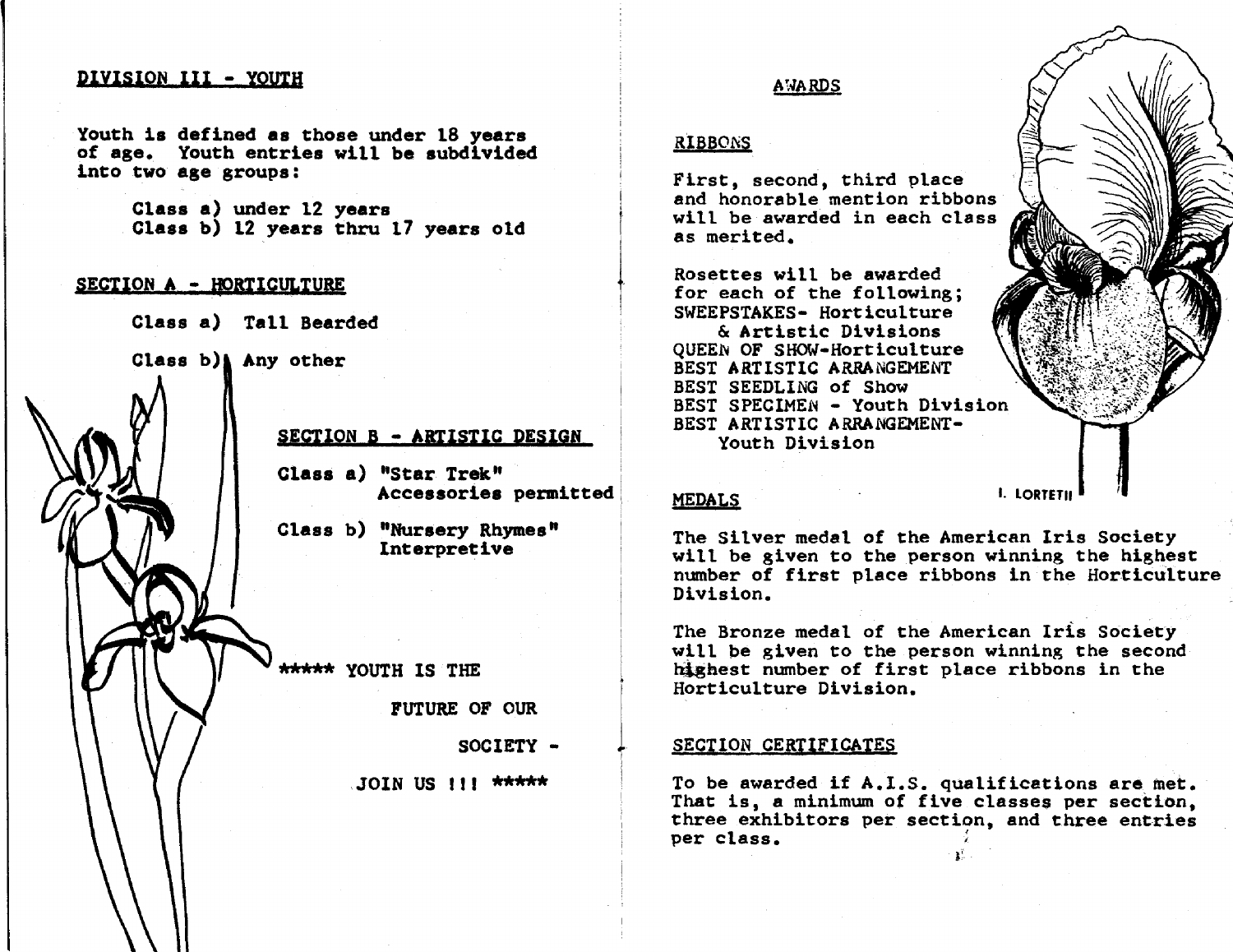## DIVISION III - YOUTH

Youth is defined as those under 18 years of age. Youth entries will be subdivided into two age groups:

Class a) under 12 years
Class b) 12 years thru 17 years old

### SECTION A - HORTICULTURE

Class a) Tall Bearded

Class b) Any other

### SECTION B - ARTISTIC DESIGN

Class a) "Star Trek"
Accessories permitted

Class b) "Nursery Rhymes"
Interpretive

***** YOUTH IS THE FUTURE OF OUR SOCIETY - JOIN US !!! *****

## AWARDS

### RIBBONS

First, second, third place and honorable mention ribbons will be awarded in each class as merited.

Rosettes will be awarded for each of the following;
SWEEPSTAKES- Horticulture & Artistic Divisions
QUEEN OF SHOW-Horticulture
BEST ARTISTIC ARRANGEMENT
BEST SEEDLING of Show
BEST SPECIMEN - Youth Division
BEST ARTISTIC ARRANGEMENT- Youth Division

I. LORTETII

### MEDALS

The Silver medal of the American Iris Society will be given to the person winning the highest number of first place ribbons in the Horticulture Division.

The Bronze medal of the American Iris Society will be given to the person winning the second highest number of first place ribbons in the Horticulture Division.

### SECTION CERTIFICATES

To be awarded if A.I.S. qualifications are met. That is, a minimum of five classes per section, three exhibitors per section, and three entries per class.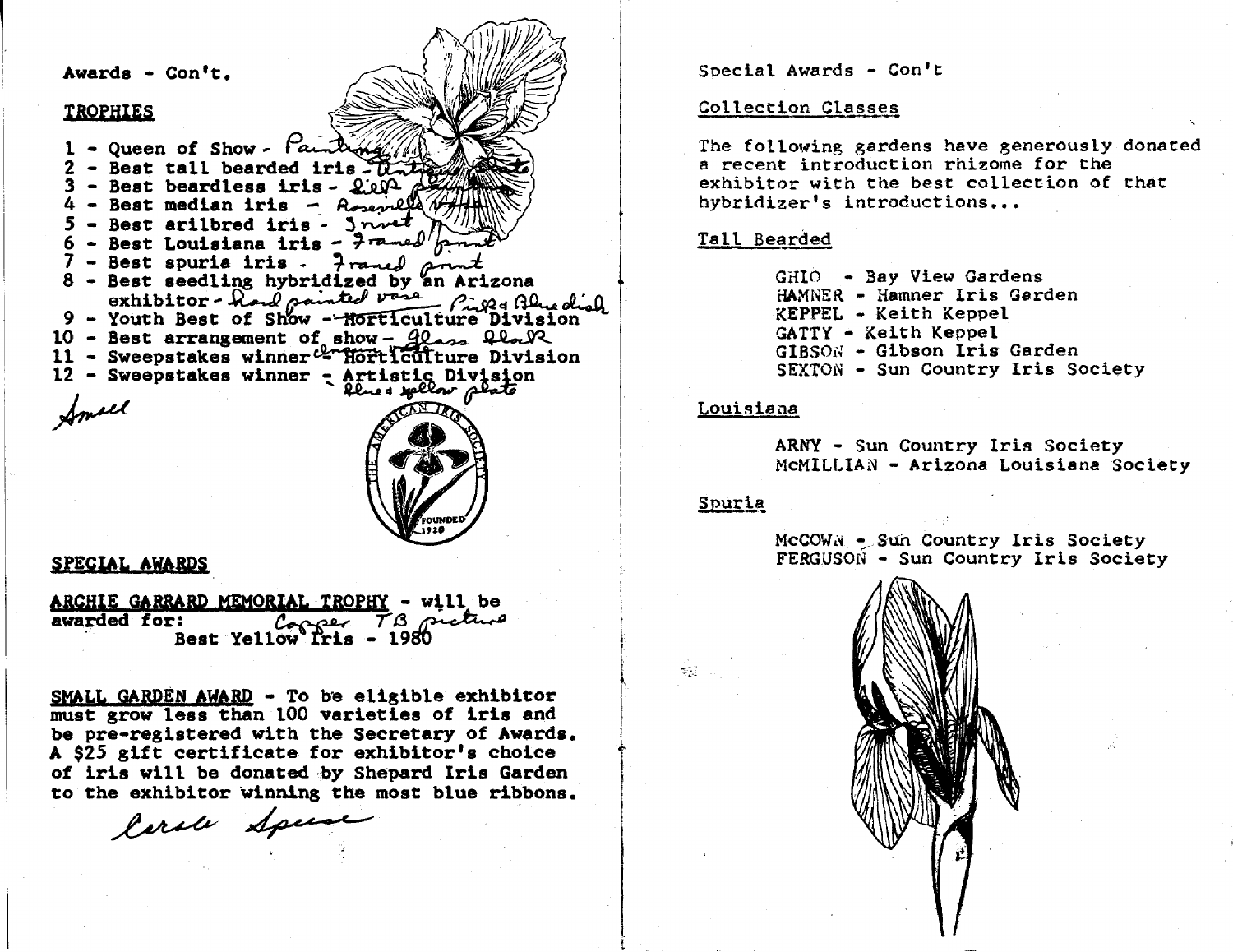Awards - Con't.

## TROPHIES

1 - Queen of Show - Painting
2 - Best tall bearded iris - Antique Plate
3 - Best beardless iris - Leaf Painting
4 - Best median iris - Roseville vase
5 - Best arilbred iris - Trivet
6 - Best Louisiana iris - Framed print
7 - Best spuria iris - Framed print
8 - Best seedling hybridized by an Arizona exhibitor - Hand painted vase
9 - Youth Best of Show - ~~Horticulture Division~~ Pink & Blue dish
10 - Best arrangement of show - Glass Plate
11 - Sweepstakes winner - ~~Horticulture Division~~ Cream Vase
12 - Sweepstakes winner - Artistic Division - Blue & yellow plate

Ansell

## SPECIAL AWARDS

**ARCHIE GARRARD MEMORIAL TROPHY** - will be awarded for: Copper TB picture
Best Yellow Iris - 1980

**SMALL GARDEN AWARD** - To be eligible exhibitor must grow less than 100 varieties of iris and be pre-registered with the Secretary of Awards. A $25 gift certificate for exhibitor's choice of iris will be donated by Shepard Iris Garden to the exhibitor winning the most blue ribbons.

Carole Spears

Special Awards - Con't

## Collection Classes

The following gardens have generously donated a recent introduction rhizome for the exhibitor with the best collection of that hybridizer's introductions...

### Tall Bearded

GHIO - Bay View Gardens
HAMNER - Hamner Iris Garden
KEPPEL - Keith Keppel
GATTY - Keith Keppel
GIBSON - Gibson Iris Garden
SEXTON - Sun Country Iris Society

### Louisiana

ARNY - Sun Country Iris Society
McMILLIAN - Arizona Louisiana Society

### Spuria

McCOWN - Sun Country Iris Society
FERGUSON - Sun Country Iris Society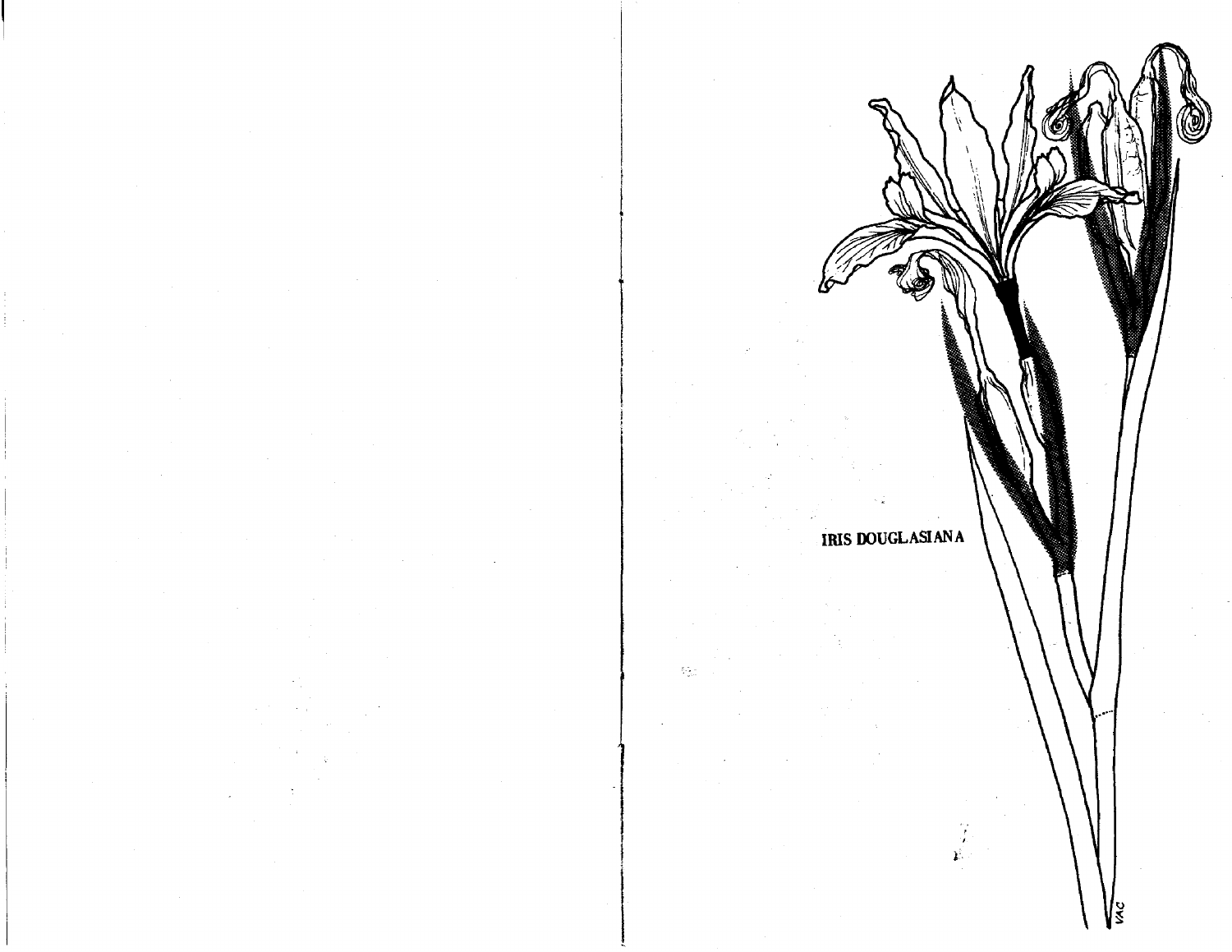IRIS DOUGLASIANA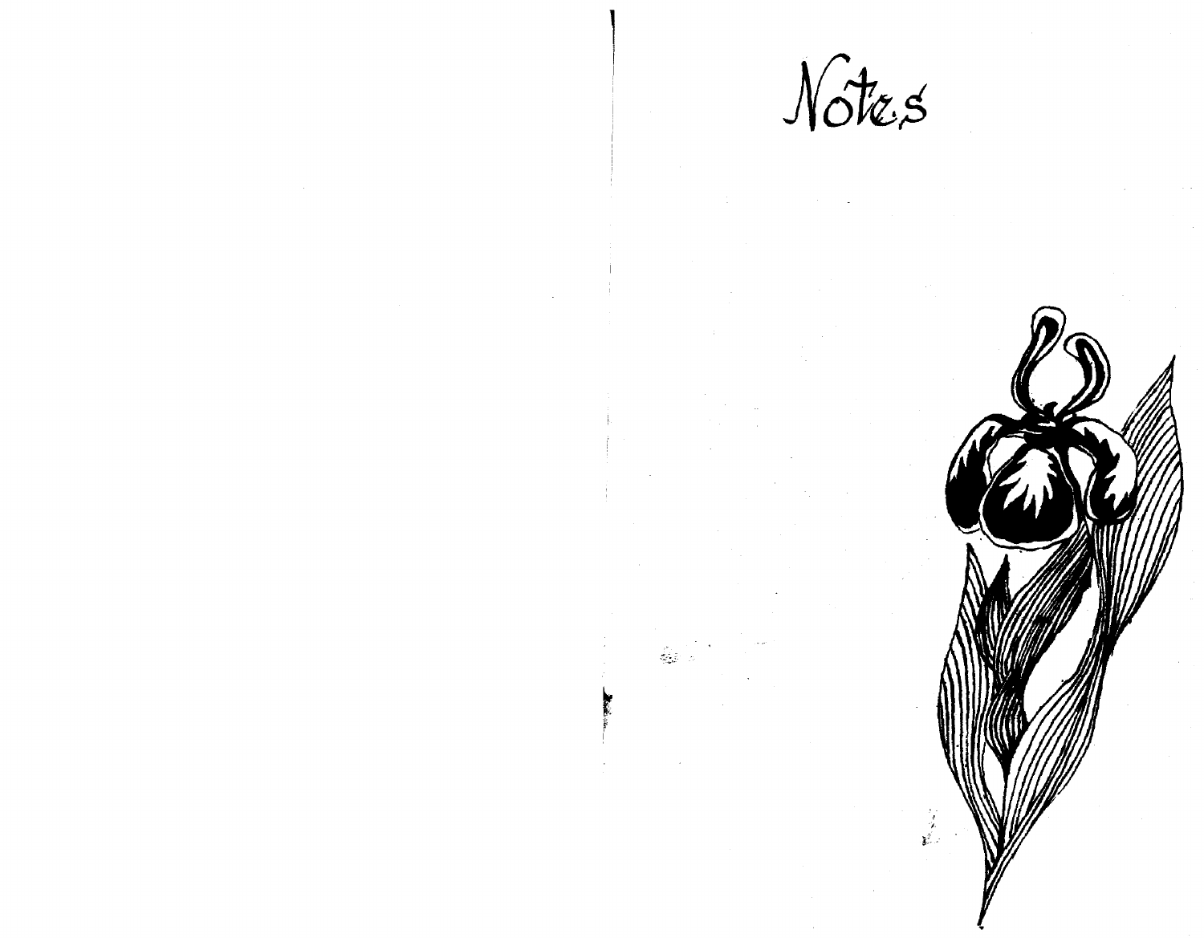# Notes